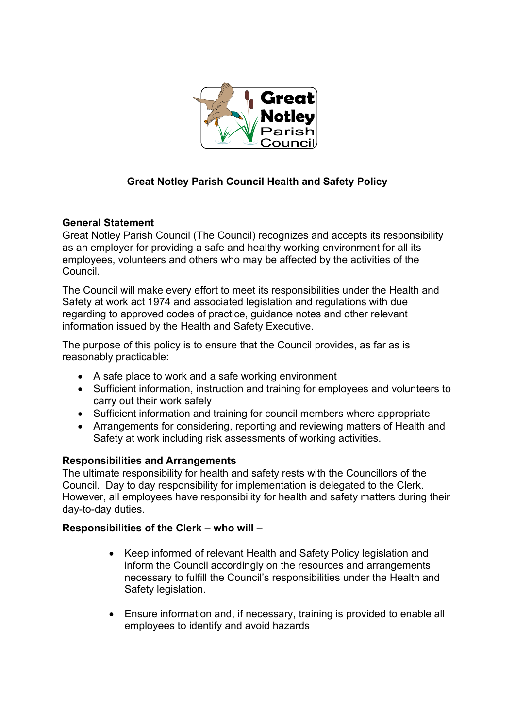# Great Notley Parish Council Health and Safety Policy

## General Statement

Great Notley Parish Council (The Council) recognizes and accepts its responsibility as an employer for providing a safe and healthy working environment for all its employees, volunteers and others who may be affected by the activities of the Council.

The Council will make every effort to meet its responsibilities under the Health and Safety at work act 1974 and associated legislation and regulations with due regarding to approved codes of practice, guidance notes and other relevant information issued by the Health and Safety Executive.

The purpose of this policy is to ensure that the Council provides, as far as is reasonably practicable:

- A safe place to work and a safe working environment
- Sufficient information, instruction and training for employees and volunteers to carry out their work safely
- Sufficient information and training for council members where appropriate
- Arrangements for considering, reporting and reviewing matters of Health and Safety at work including risk assessments of working activities.

## Responsibilities and Arrangements

The ultimate responsibility for health and safety rests with the Councillors of the Council. Day to day responsibility for implementation is delegated to the Clerk. However, all employees have responsibility for health and safety matters during their day-to-day duties.

### Responsibilities of the Clerk – who will –

- Keep informed of relevant Health and Safety Policy legislation and inform the Council accordingly on the resources and arrangements necessary to fulfill the Council's responsibilities under the Health and Safety legislation.
- Ensure information and, if necessary, training is provided to enable all employees to identify and avoid hazards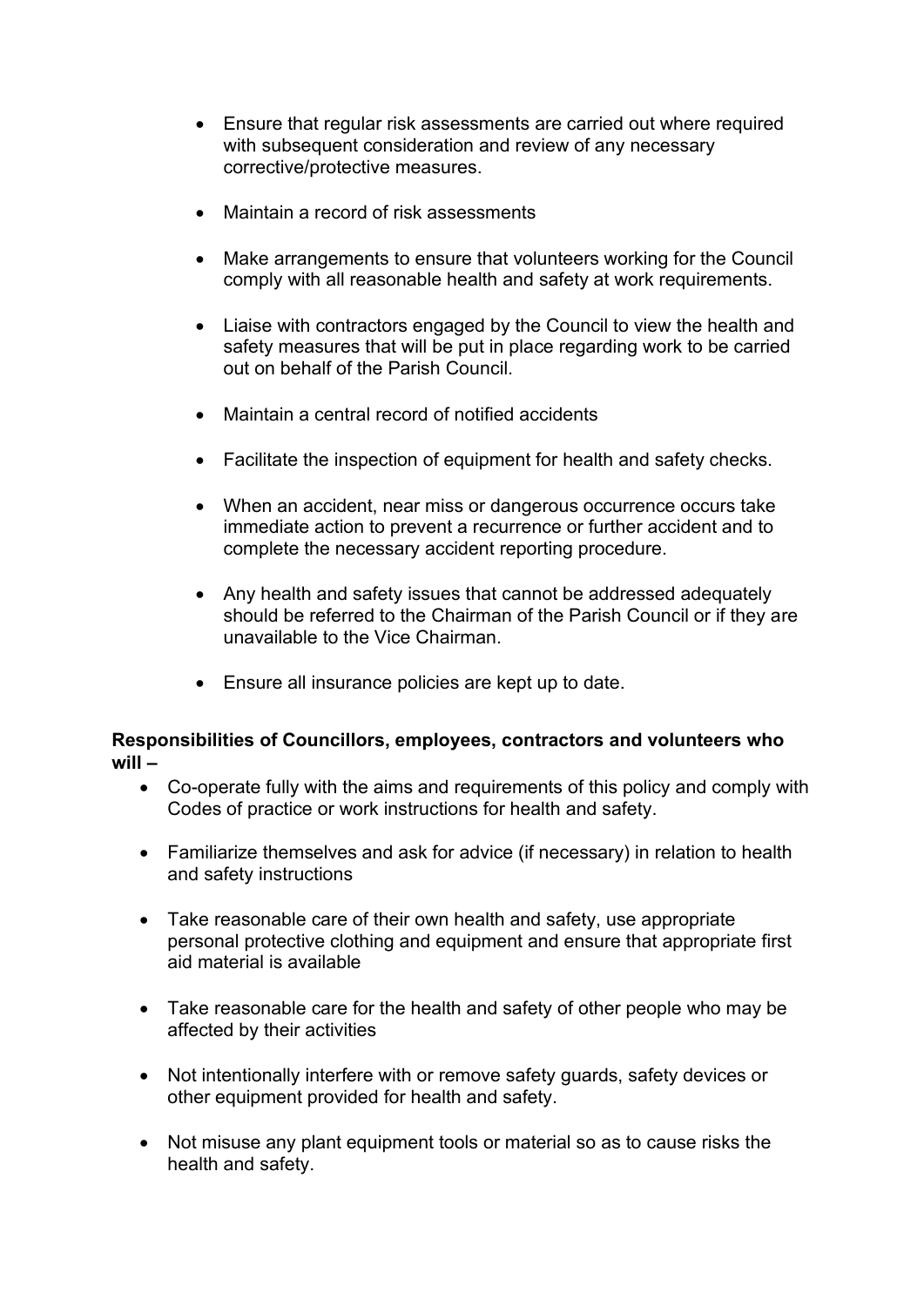- Ensure that regular risk assessments are carried out where required with subsequent consideration and review of any necessary corrective/protective measures.
- Maintain a record of risk assessments
- Make arrangements to ensure that volunteers working for the Council comply with all reasonable health and safety at work requirements.
- Liaise with contractors engaged by the Council to view the health and safety measures that will be put in place regarding work to be carried out on behalf of the Parish Council.
- Maintain a central record of notified accidents
- Facilitate the inspection of equipment for health and safety checks.
- When an accident, near miss or dangerous occurrence occurs take immediate action to prevent a recurrence or further accident and to complete the necessary accident reporting procedure.
- Any health and safety issues that cannot be addressed adequately should be referred to the Chairman of the Parish Council or if they are unavailable to the Vice Chairman.
- Ensure all insurance policies are kept up to date.

**Responsibilities of Councillors, employees, contractors and volunteers who will –**

- Co-operate fully with the aims and requirements of this policy and comply with Codes of practice or work instructions for health and safety.
- Familiarize themselves and ask for advice (if necessary) in relation to health and safety instructions
- Take reasonable care of their own health and safety, use appropriate personal protective clothing and equipment and ensure that appropriate first aid material is available
- Take reasonable care for the health and safety of other people who may be affected by their activities
- Not intentionally interfere with or remove safety guards, safety devices or other equipment provided for health and safety.
- Not misuse any plant equipment tools or material so as to cause risks the health and safety.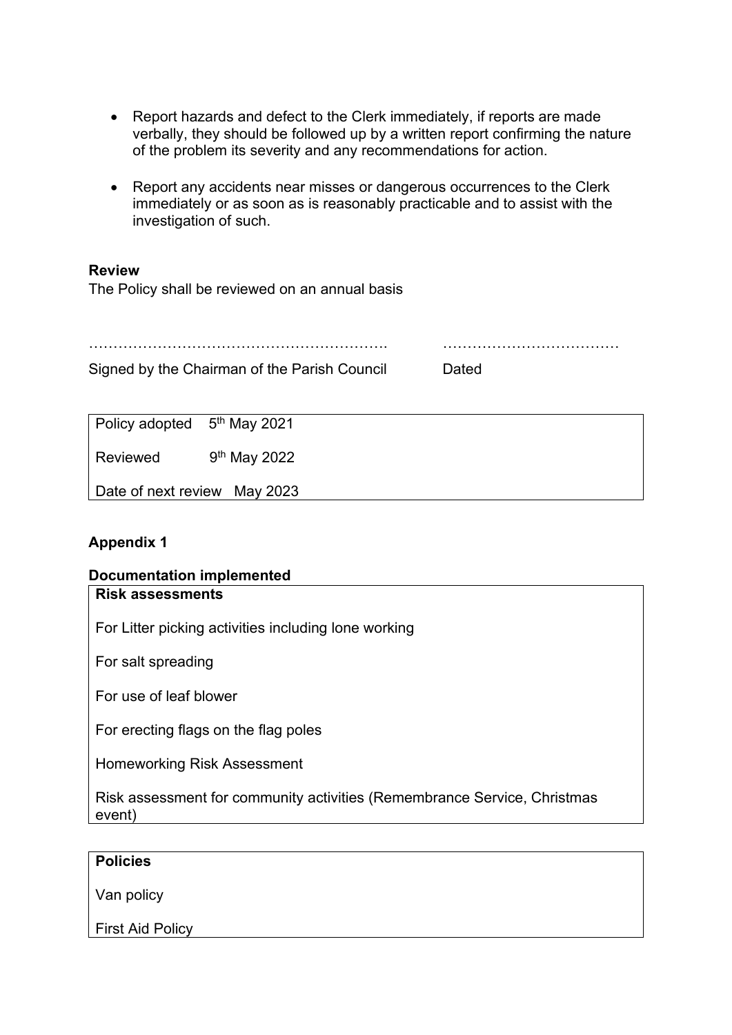- Report hazards and defect to the Clerk immediately, if reports are made verbally, they should be followed up by a written report confirming the nature of the problem its severity and any recommendations for action.

- Report any accidents near misses or dangerous occurrences to the Clerk immediately or as soon as is reasonably practicable and to assist with the investigation of such.

**Review**

The Policy shall be reviewed on an annual basis

……………………………………………………. ………………………………

Signed by the Chairman of the Parish Council Dated

| | |
|---|---|
| Policy adopted | 5th May 2021 |
| Reviewed | 9th May 2022 |
| Date of next review | May 2023 |

**Appendix 1**

**Documentation implemented**

| **Risk assessments** |
|---|
| For Litter picking activities including lone working |
| For salt spreading |
| For use of leaf blower |
| For erecting flags on the flag poles |
| Homeworking Risk Assessment |
| Risk assessment for community activities (Remembrance Service, Christmas event) |

| **Policies** |
|---|
| Van policy |
| First Aid Policy |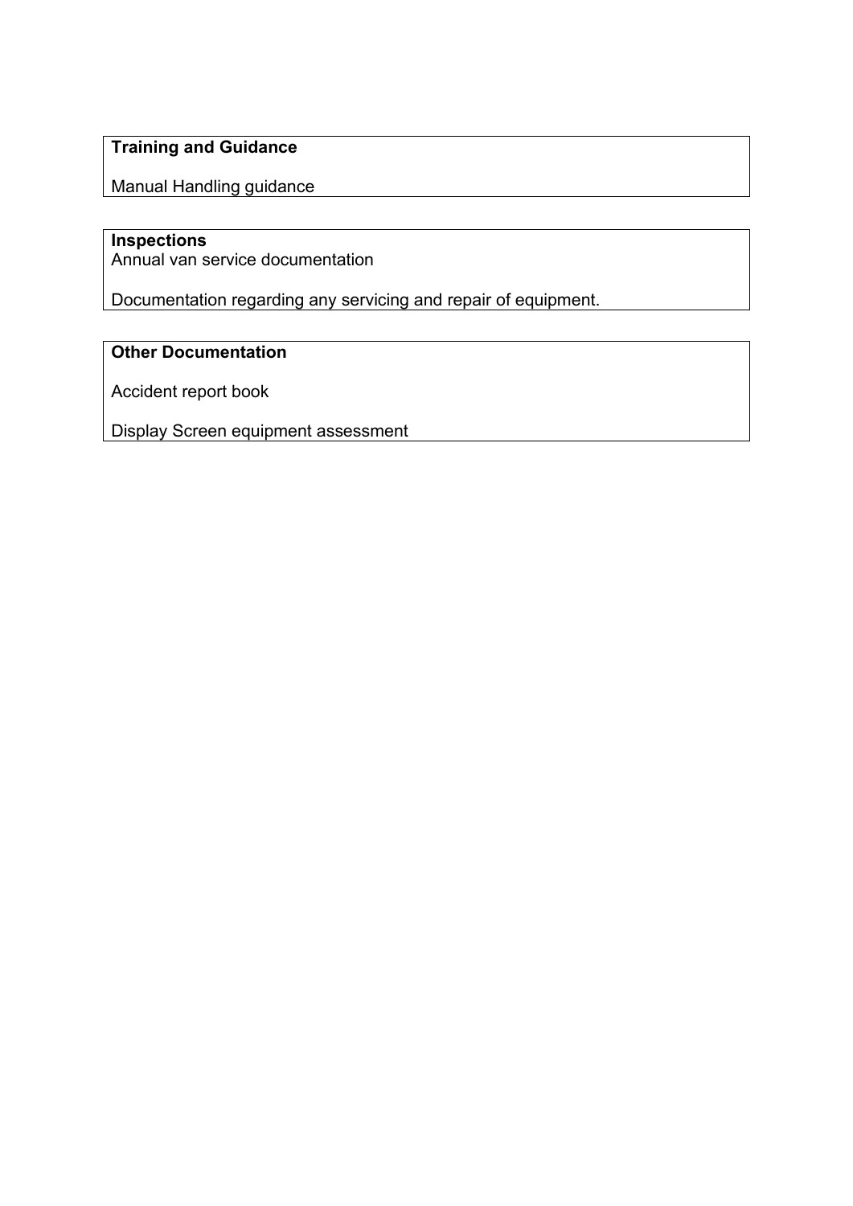**Training and Guidance**

Manual Handling guidance

**Inspections**

Annual van service documentation

Documentation regarding any servicing and repair of equipment.

**Other Documentation**

Accident report book

Display Screen equipment assessment